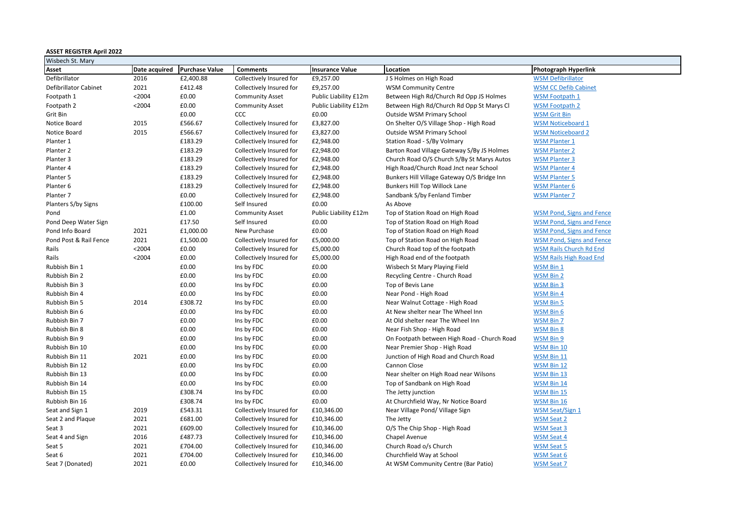**ASSET REGISTER April 2022**

| Wisbech St. Mary | | | | | | |
|---|---|---|---|---|---|---|
| **Asset** | **Date acquired** | **Purchase Value** | **Comments** | **Insurance Value** | **Location** | **Photograph Hyperlink** |
| Defibrillator | 2016 | £2,400.88 | Collectively Insured for | £9,257.00 | J S Holmes on High Road | WSM Defibrillator |
| Defibrillator Cabinet | 2021 | £412.48 | Collectively Insured for | £9,257.00 | WSM Community Centre | WSM CC Defib Cabinet |
| Footpath 1 | <2004 | £0.00 | Community Asset | Public Liability £12m | Between High Rd/Church Rd Opp JS Holmes | WSM Footpath 1 |
| Footpath 2 | <2004 | £0.00 | Community Asset | Public Liability £12m | Between High Rd/Church Rd Opp St Marys Cl | WSM Footpath 2 |
| Grit Bin | | £0.00 | CCC | £0.00 | Outside WSM Primary School | WSM Grit Bin |
| Notice Board | 2015 | £566.67 | Collectively Insured for | £3,827.00 | On Shelter O/S Village Shop - High Road | WSM Noticeboard 1 |
| Notice Board | 2015 | £566.67 | Collectively Insured for | £3,827.00 | Outside WSM Primary School | WSM Noticeboard 2 |
| Planter 1 | | £183.29 | Collectively Insured for | £2,948.00 | Station Road - S/By Volmary | WSM Planter 1 |
| Planter 2 | | £183.29 | Collectively Insured for | £2,948.00 | Barton Road Village Gateway S/By JS Holmes | WSM Planter 2 |
| Planter 3 | | £183.29 | Collectively Insured for | £2,948.00 | Church Road O/S Church S/By St Marys Autos | WSM Planter 3 |
| Planter 4 | | £183.29 | Collectively Insured for | £2,948.00 | High Road/Church Road Jnct near School | WSM Planter 4 |
| Planter 5 | | £183.29 | Collectively Insured for | £2,948.00 | Bunkers Hill Village Gateway O/S Bridge Inn | WSM Planter 5 |
| Planter 6 | | £183.29 | Collectively Insured for | £2,948.00 | Bunkers Hill Top Willock Lane | WSM Planter 6 |
| Planter 7 | | £0.00 | Collectively Insured for | £2,948.00 | Sandbank S/by Fenland Timber | WSM Planter 7 |
| Planters S/by Signs | | £100.00 | Self Insured | £0.00 | As Above | |
| Pond | | £1.00 | Community Asset | Public Liability £12m | Top of Station Road on High Road | WSM Pond, Signs and Fence |
| Pond Deep Water Sign | | £17.50 | Self Insured | £0.00 | Top of Station Road on High Road | WSM Pond, Signs and Fence |
| Pond Info Board | 2021 | £1,000.00 | New Purchase | £0.00 | Top of Station Road on High Road | WSM Pond, Signs and Fence |
| Pond Post & Rail Fence | 2021 | £1,500.00 | Collectively Insured for | £5,000.00 | Top of Station Road on High Road | WSM Pond, Signs and Fence |
| Rails | <2004 | £0.00 | Collectively Insured for | £5,000.00 | Church Road top of the footpath | WSM Rails Church Rd End |
| Rails | <2004 | £0.00 | Collectively Insured for | £5,000.00 | High Road end of the footpath | WSM Rails High Road End |
| Rubbish Bin 1 | | £0.00 | Ins by FDC | £0.00 | Wisbech St Mary Playing Field | WSM Bin 1 |
| Rubbish Bin 2 | | £0.00 | Ins by FDC | £0.00 | Recycling Centre - Church Road | WSM Bin 2 |
| Rubbish Bin 3 | | £0.00 | Ins by FDC | £0.00 | Top of Bevis Lane | WSM Bin 3 |
| Rubbish Bin 4 | | £0.00 | Ins by FDC | £0.00 | Near Pond - High Road | WSM Bin 4 |
| Rubbish Bin 5 | 2014 | £308.72 | Ins by FDC | £0.00 | Near Walnut Cottage - High Road | WSM Bin 5 |
| Rubbish Bin 6 | | £0.00 | Ins by FDC | £0.00 | At New shelter near The Wheel Inn | WSM Bin 6 |
| Rubbish Bin 7 | | £0.00 | Ins by FDC | £0.00 | At Old shelter near The Wheel Inn | WSM Bin 7 |
| Rubbish Bin 8 | | £0.00 | Ins by FDC | £0.00 | Near Fish Shop - High Road | WSM Bin 8 |
| Rubbish Bin 9 | | £0.00 | Ins by FDC | £0.00 | On Footpath between High Road - Church Road | WSM Bin 9 |
| Rubbish Bin 10 | | £0.00 | Ins by FDC | £0.00 | Near Premier Shop - High Road | WSM Bin 10 |
| Rubbish Bin 11 | 2021 | £0.00 | Ins by FDC | £0.00 | Junction of High Road and Church Road | WSM Bin 11 |
| Rubbish Bin 12 | | £0.00 | Ins by FDC | £0.00 | Cannon Close | WSM Bin 12 |
| Rubbish Bin 13 | | £0.00 | Ins by FDC | £0.00 | Near shelter on High Road near Wilsons | WSM Bin 13 |
| Rubbish Bin 14 | | £0.00 | Ins by FDC | £0.00 | Top of Sandbank on High Road | WSM Bin 14 |
| Rubbish Bin 15 | | £308.74 | Ins by FDC | £0.00 | The Jetty junction | WSM Bin 15 |
| Rubbish Bin 16 | | £308.74 | Ins by FDC | £0.00 | At Churchfield Way, Nr Notice Board | WSM Bin 16 |
| Seat and Sign 1 | 2019 | £543.31 | Collectively Insured for | £10,346.00 | Near Village Pond/ Village Sign | WSM Seat/Sign 1 |
| Seat 2 and Plaque | 2021 | £681.00 | Collectively Insured for | £10,346.00 | The Jetty | WSM Seat 2 |
| Seat 3 | 2021 | £609.00 | Collectively Insured for | £10,346.00 | O/S The Chip Shop - High Road | WSM Seat 3 |
| Seat 4 and Sign | 2016 | £487.73 | Collectively Insured for | £10,346.00 | Chapel Avenue | WSM Seat 4 |
| Seat 5 | 2021 | £704.00 | Collectively Insured for | £10,346.00 | Church Road o/s Church | WSM Seat 5 |
| Seat 6 | 2021 | £704.00 | Collectively Insured for | £10,346.00 | Churchfield Way at School | WSM Seat 6 |
| Seat 7 (Donated) | 2021 | £0.00 | Collectively Insured for | £10,346.00 | At WSM Community Centre (Bar Patio) | WSM Seat 7 |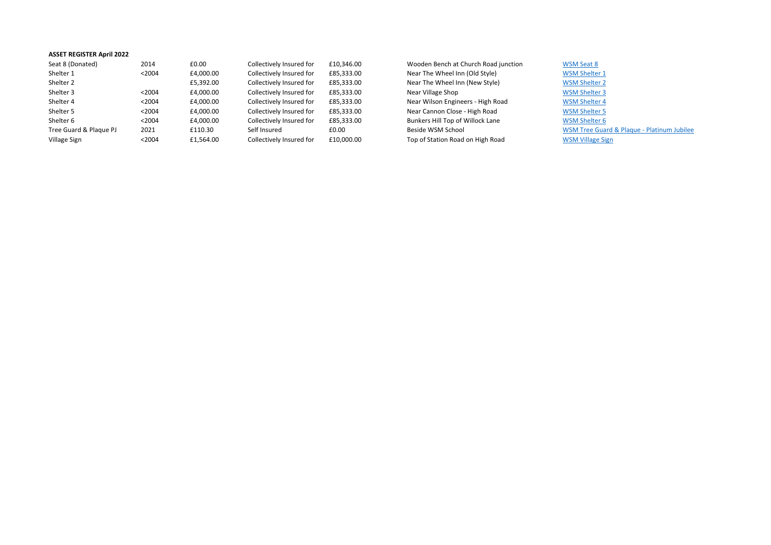**ASSET REGISTER April 2022**

| | | | | | | |
|---|---|---|---|---|---|---|
| Seat 8 (Donated) | 2014 | £0.00 | Collectively Insured for | £10,346.00 | Wooden Bench at Church Road junction | WSM Seat 8 |
| Shelter 1 | <2004 | £4,000.00 | Collectively Insured for | £85,333.00 | Near The Wheel Inn (Old Style) | WSM Shelter 1 |
| Shelter 2 | | £5,392.00 | Collectively Insured for | £85,333.00 | Near The Wheel Inn (New Style) | WSM Shelter 2 |
| Shelter 3 | <2004 | £4,000.00 | Collectively Insured for | £85,333.00 | Near Village Shop | WSM Shelter 3 |
| Shelter 4 | <2004 | £4,000.00 | Collectively Insured for | £85,333.00 | Near Wilson Engineers - High Road | WSM Shelter 4 |
| Shelter 5 | <2004 | £4,000.00 | Collectively Insured for | £85,333.00 | Near Cannon Close - High Road | WSM Shelter 5 |
| Shelter 6 | <2004 | £4,000.00 | Collectively Insured for | £85,333.00 | Bunkers Hill Top of Willock Lane | WSM Shelter 6 |
| Tree Guard & Plaque PJ | 2021 | £110.30 | Self Insured | £0.00 | Beside WSM School | WSM Tree Guard & Plaque - Platinum Jubilee |
| Village Sign | <2004 | £1,564.00 | Collectively Insured for | £10,000.00 | Top of Station Road on High Road | WSM Village Sign |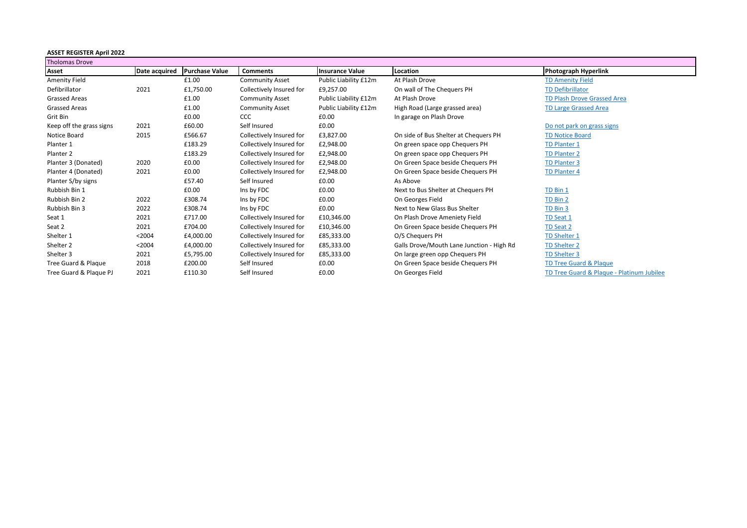**ASSET REGISTER April 2022**

| Tholomas Drove | | | | | | |
|---|---|---|---|---|---|---|
| **Asset** | **Date acquired** | **Purchase Value** | **Comments** | **Insurance Value** | **Location** | **Photograph Hyperlink** |
| Amenity Field | | £1.00 | Community Asset | Public Liability £12m | At Plash Drove | TD Amenity Field |
| Defibrillator | 2021 | £1,750.00 | Collectively Insured for | £9,257.00 | On wall of The Chequers PH | TD Defibrillator |
| Grassed Areas | | £1.00 | Community Asset | Public Liability £12m | At Plash Drove | TD Plash Drove Grassed Area |
| Grassed Areas | | £1.00 | Community Asset | Public Liability £12m | High Road (Large grassed area) | TD Large Grassed Area |
| Grit Bin | | £0.00 | CCC | £0.00 | In garage on Plash Drove | |
| Keep off the grass signs | 2021 | £60.00 | Self Insured | £0.00 | | Do not park on grass signs |
| Notice Board | 2015 | £566.67 | Collectively Insured for | £3,827.00 | On side of Bus Shelter at Chequers PH | TD Notice Board |
| Planter 1 | | £183.29 | Collectively Insured for | £2,948.00 | On green space opp Chequers PH | TD Planter 1 |
| Planter 2 | | £183.29 | Collectively Insured for | £2,948.00 | On green space opp Chequers PH | TD Planter 2 |
| Planter 3 (Donated) | 2020 | £0.00 | Collectively Insured for | £2,948.00 | On Green Space beside Chequers PH | TD Planter 3 |
| Planter 4 (Donated) | 2021 | £0.00 | Collectively Insured for | £2,948.00 | On Green Space beside Chequers PH | TD Planter 4 |
| Planter S/by signs | | £57.40 | Self Insured | £0.00 | As Above | |
| Rubbish Bin 1 | | £0.00 | Ins by FDC | £0.00 | Next to Bus Shelter at Chequers PH | TD Bin 1 |
| Rubbish Bin 2 | 2022 | £308.74 | Ins by FDC | £0.00 | On Georges Field | TD Bin 2 |
| Rubbish Bin 3 | 2022 | £308.74 | Ins by FDC | £0.00 | Next to New Glass Bus Shelter | TD Bin 3 |
| Seat 1 | 2021 | £717.00 | Collectively Insured for | £10,346.00 | On Plash Drove Ameniety Field | TD Seat 1 |
| Seat 2 | 2021 | £704.00 | Collectively Insured for | £10,346.00 | On Green Space beside Chequers PH | TD Seat 2 |
| Shelter 1 | <2004 | £4,000.00 | Collectively Insured for | £85,333.00 | O/S Chequers PH | TD Shelter 1 |
| Shelter 2 | <2004 | £4,000.00 | Collectively Insured for | £85,333.00 | Galls Drove/Mouth Lane Junction - High Rd | TD Shelter 2 |
| Shelter 3 | 2021 | £5,795.00 | Collectively Insured for | £85,333.00 | On large green opp Chequers PH | TD Shelter 3 |
| Tree Guard & Plaque | 2018 | £200.00 | Self Insured | £0.00 | On Green Space beside Chequers PH | TD Tree Guard & Plaque |
| Tree Guard & Plaque PJ | 2021 | £110.30 | Self Insured | £0.00 | On Georges Field | TD Tree Guard & Plaque - Platinum Jubilee |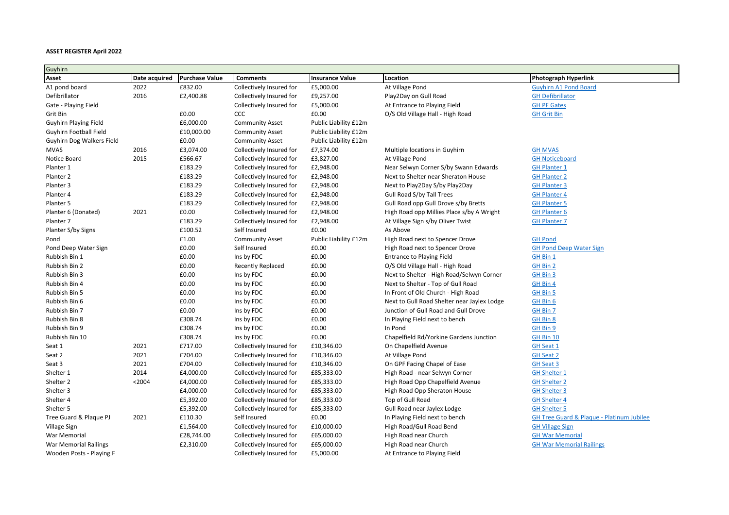**ASSET REGISTER April 2022**

| Guyhirn | | | | | | |
|---|---|---|---|---|---|---|
| **Asset** | **Date acquired** | **Purchase Value** | **Comments** | **Insurance Value** | **Location** | **Photograph Hyperlink** |
| A1 pond board | 2022 | £832.00 | Collectively Insured for | £5,000.00 | At Village Pond | Guyhirn A1 Pond Board |
| Defibrillator | 2016 | £2,400.88 | Collectively Insured for | £9,257.00 | Play2Day on Gull Road | GH Defibrillator |
| Gate - Playing Field | | | Collectively Insured for | £5,000.00 | At Entrance to Playing Field | GH PF Gates |
| Grit Bin | | £0.00 | CCC | £0.00 | O/S Old Village Hall - High Road | GH Grit Bin |
| Guyhirn Playing Field | | £6,000.00 | Community Asset | Public Liability £12m | | |
| Guyhirn Football Field | | £10,000.00 | Community Asset | Public Liability £12m | | |
| Guyhirn Dog Walkers Field | | £0.00 | Community Asset | Public Liability £12m | | |
| MVAS | 2016 | £3,074.00 | Collectively Insured for | £7,374.00 | Multiple locations in Guyhirn | GH MVAS |
| Notice Board | 2015 | £566.67 | Collectively Insured for | £3,827.00 | At Village Pond | GH Noticeboard |
| Planter 1 | | £183.29 | Collectively Insured for | £2,948.00 | Near Selwyn Corner S/by Swann Edwards | GH Planter 1 |
| Planter 2 | | £183.29 | Collectively Insured for | £2,948.00 | Next to Shelter near Sheraton House | GH Planter 2 |
| Planter 3 | | £183.29 | Collectively Insured for | £2,948.00 | Next to Play2Day S/by Play2Day | GH Planter 3 |
| Planter 4 | | £183.29 | Collectively Insured for | £2,948.00 | Gull Road S/by Tall Trees | GH Planter 4 |
| Planter 5 | | £183.29 | Collectively Insured for | £2,948.00 | Gull Road opp Gull Drove s/by Bretts | GH Planter 5 |
| Planter 6 (Donated) | 2021 | £0.00 | Collectively Insured for | £2,948.00 | High Road opp Millies Place s/by A Wright | GH Planter 6 |
| Planter 7 | | £183.29 | Collectively Insured for | £2,948.00 | At Village Sign s/by Oliver Twist | GH Planter 7 |
| Planter S/by Signs | | £100.52 | Self Insured | £0.00 | As Above | |
| Pond | | £1.00 | Community Asset | Public Liability £12m | High Road next to Spencer Drove | GH Pond |
| Pond Deep Water Sign | | £0.00 | Self Insured | £0.00 | High Road next to Spencer Drove | GH Pond Deep Water Sign |
| Rubbish Bin 1 | | £0.00 | Ins by FDC | £0.00 | Entrance to Playing Field | GH Bin 1 |
| Rubbish Bin 2 | | £0.00 | Recently Replaced | £0.00 | O/S Old Village Hall - High Road | GH Bin 2 |
| Rubbish Bin 3 | | £0.00 | Ins by FDC | £0.00 | Next to Shelter - High Road/Selwyn Corner | GH Bin 3 |
| Rubbish Bin 4 | | £0.00 | Ins by FDC | £0.00 | Next to Shelter - Top of Gull Road | GH Bin 4 |
| Rubbish Bin 5 | | £0.00 | Ins by FDC | £0.00 | In Front of Old Church - High Road | GH Bin 5 |
| Rubbish Bin 6 | | £0.00 | Ins by FDC | £0.00 | Next to Gull Road Shelter near Jaylex Lodge | GH Bin 6 |
| Rubbish Bin 7 | | £0.00 | Ins by FDC | £0.00 | Junction of Gull Road and Gull Drove | GH Bin 7 |
| Rubbish Bin 8 | | £308.74 | Ins by FDC | £0.00 | In Playing Field next to bench | GH Bin 8 |
| Rubbish Bin 9 | | £308.74 | Ins by FDC | £0.00 | In Pond | GH Bin 9 |
| Rubbish Bin 10 | | £308.74 | Ins by FDC | £0.00 | Chapelfield Rd/Yorkine Gardens Junction | GH Bin 10 |
| Seat 1 | 2021 | £717.00 | Collectively Insured for | £10,346.00 | On Chapelfield Avenue | GH Seat 1 |
| Seat 2 | 2021 | £704.00 | Collectively Insured for | £10,346.00 | At Village Pond | GH Seat 2 |
| Seat 3 | 2021 | £704.00 | Collectively Insured for | £10,346.00 | On GPF Facing Chapel of Ease | GH Seat 3 |
| Shelter 1 | 2014 | £4,000.00 | Collectively Insured for | £85,333.00 | High Road - near Selwyn Corner | GH Shelter 1 |
| Shelter 2 | <2004 | £4,000.00 | Collectively Insured for | £85,333.00 | High Road Opp Chapelfield Avenue | GH Shelter 2 |
| Shelter 3 | | £4,000.00 | Collectively Insured for | £85,333.00 | High Road Opp Sheraton House | GH Shelter 3 |
| Shelter 4 | | £5,392.00 | Collectively Insured for | £85,333.00 | Top of Gull Road | GH Shelter 4 |
| Shelter 5 | | £5,392.00 | Collectively Insured for | £85,333.00 | Gull Road near Jaylex Lodge | GH Shelter 5 |
| Tree Guard & Plaque PJ | 2021 | £110.30 | Self Insured | £0.00 | In Playing Field next to bench | GH Tree Guard & Plaque - Platinum Jubilee |
| Village Sign | | £1,564.00 | Collectively Insured for | £10,000.00 | High Road/Gull Road Bend | GH Village Sign |
| War Memorial | | £28,744.00 | Collectively Insured for | £65,000.00 | High Road near Church | GH War Memorial |
| War Memorial Railings | | £2,310.00 | Collectively Insured for | £65,000.00 | High Road near Church | GH War Memorial Railings |
| Wooden Posts - Playing F | | | Collectively Insured for | £5,000.00 | At Entrance to Playing Field | |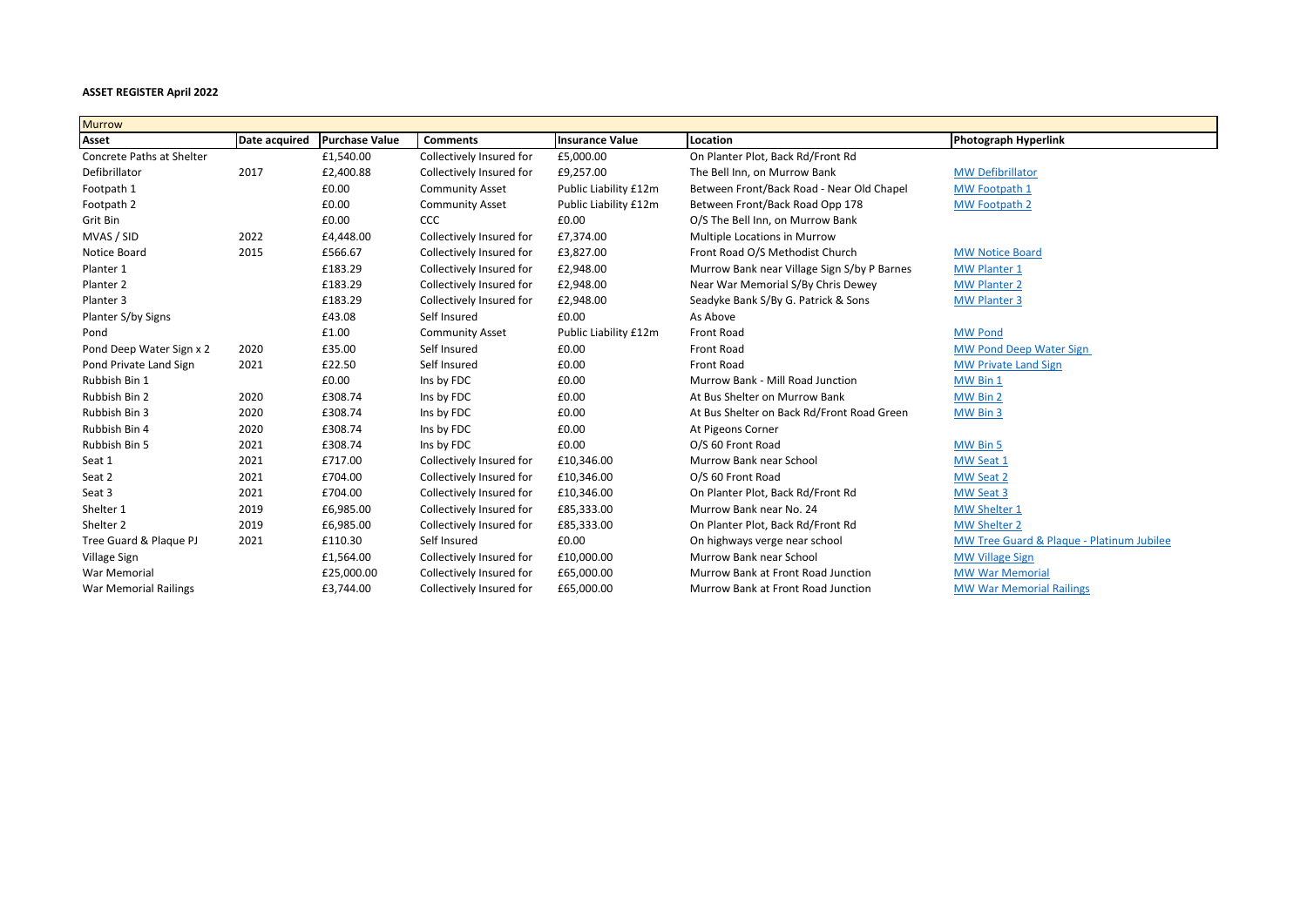**ASSET REGISTER April 2022**

| Murrow | | | | | | |
|---|---|---|---|---|---|---|
| **Asset** | **Date acquired** | **Purchase Value** | **Comments** | **Insurance Value** | **Location** | **Photograph Hyperlink** |
| Concrete Paths at Shelter | | £1,540.00 | Collectively Insured for | £5,000.00 | On Planter Plot, Back Rd/Front Rd | |
| Defibrillator | 2017 | £2,400.88 | Collectively Insured for | £9,257.00 | The Bell Inn, on Murrow Bank | MW Defibrillator |
| Footpath 1 | | £0.00 | Community Asset | Public Liability £12m | Between Front/Back Road - Near Old Chapel | MW Footpath 1 |
| Footpath 2 | | £0.00 | Community Asset | Public Liability £12m | Between Front/Back Road Opp 178 | MW Footpath 2 |
| Grit Bin | | £0.00 | CCC | £0.00 | O/S The Bell Inn, on Murrow Bank | |
| MVAS / SID | 2022 | £4,448.00 | Collectively Insured for | £7,374.00 | Multiple Locations in Murrow | |
| Notice Board | 2015 | £566.67 | Collectively Insured for | £3,827.00 | Front Road O/S Methodist Church | MW Notice Board |
| Planter 1 | | £183.29 | Collectively Insured for | £2,948.00 | Murrow Bank near Village Sign S/by P Barnes | MW Planter 1 |
| Planter 2 | | £183.29 | Collectively Insured for | £2,948.00 | Near War Memorial S/By Chris Dewey | MW Planter 2 |
| Planter 3 | | £183.29 | Collectively Insured for | £2,948.00 | Seadyke Bank S/By G. Patrick & Sons | MW Planter 3 |
| Planter S/by Signs | | £43.08 | Self Insured | £0.00 | As Above | |
| Pond | | £1.00 | Community Asset | Public Liability £12m | Front Road | MW Pond |
| Pond Deep Water Sign x 2 | 2020 | £35.00 | Self Insured | £0.00 | Front Road | MW Pond Deep Water Sign |
| Pond Private Land Sign | 2021 | £22.50 | Self Insured | £0.00 | Front Road | MW Private Land Sign |
| Rubbish Bin 1 | | £0.00 | Ins by FDC | £0.00 | Murrow Bank - Mill Road Junction | MW Bin 1 |
| Rubbish Bin 2 | 2020 | £308.74 | Ins by FDC | £0.00 | At Bus Shelter on Murrow Bank | MW Bin 2 |
| Rubbish Bin 3 | 2020 | £308.74 | Ins by FDC | £0.00 | At Bus Shelter on Back Rd/Front Road Green | MW Bin 3 |
| Rubbish Bin 4 | 2020 | £308.74 | Ins by FDC | £0.00 | At Pigeons Corner | |
| Rubbish Bin 5 | 2021 | £308.74 | Ins by FDC | £0.00 | O/S 60 Front Road | MW Bin 5 |
| Seat 1 | 2021 | £717.00 | Collectively Insured for | £10,346.00 | Murrow Bank near School | MW Seat 1 |
| Seat 2 | 2021 | £704.00 | Collectively Insured for | £10,346.00 | O/S 60 Front Road | MW Seat 2 |
| Seat 3 | 2021 | £704.00 | Collectively Insured for | £10,346.00 | On Planter Plot, Back Rd/Front Rd | MW Seat 3 |
| Shelter 1 | 2019 | £6,985.00 | Collectively Insured for | £85,333.00 | Murrow Bank near No. 24 | MW Shelter 1 |
| Shelter 2 | 2019 | £6,985.00 | Collectively Insured for | £85,333.00 | On Planter Plot, Back Rd/Front Rd | MW Shelter 2 |
| Tree Guard & Plaque PJ | 2021 | £110.30 | Self Insured | £0.00 | On highways verge near school | MW Tree Guard & Plaque - Platinum Jubilee |
| Village Sign | | £1,564.00 | Collectively Insured for | £10,000.00 | Murrow Bank near School | MW Village Sign |
| War Memorial | | £25,000.00 | Collectively Insured for | £65,000.00 | Murrow Bank at Front Road Junction | MW War Memorial |
| War Memorial Railings | | £3,744.00 | Collectively Insured for | £65,000.00 | Murrow Bank at Front Road Junction | MW War Memorial Railings |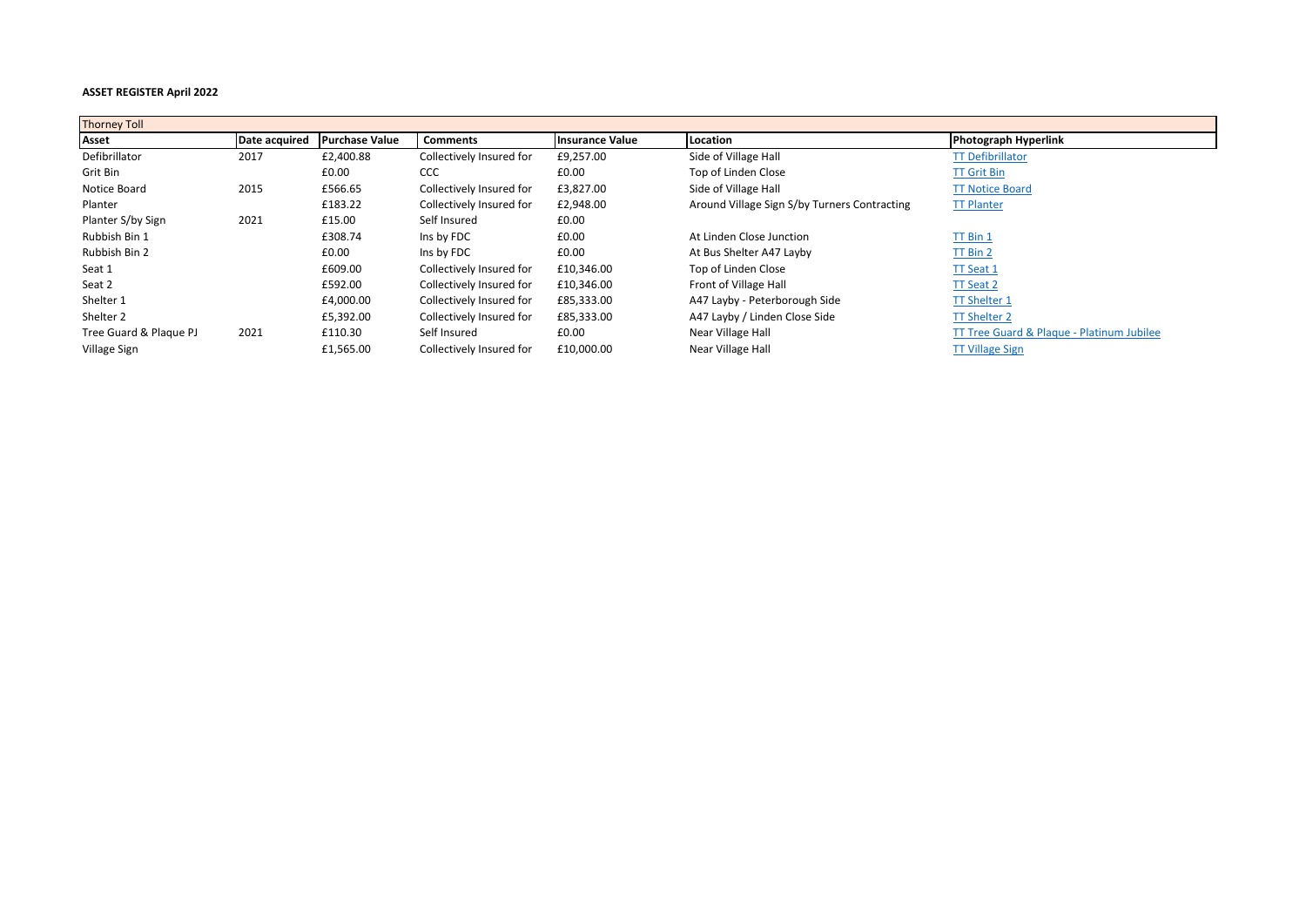**ASSET REGISTER April 2022**

| Thorney Toll | | | | | | |
|---|---|---|---|---|---|---|
| **Asset** | **Date acquired** | **Purchase Value** | **Comments** | **Insurance Value** | **Location** | **Photograph Hyperlink** |
| Defibrillator | 2017 | £2,400.88 | Collectively Insured for | £9,257.00 | Side of Village Hall | TT Defibrillator |
| Grit Bin | | £0.00 | CCC | £0.00 | Top of Linden Close | TT Grit Bin |
| Notice Board | 2015 | £566.65 | Collectively Insured for | £3,827.00 | Side of Village Hall | TT Notice Board |
| Planter | | £183.22 | Collectively Insured for | £2,948.00 | Around Village Sign S/by Turners Contracting | TT Planter |
| Planter S/by Sign | 2021 | £15.00 | Self Insured | £0.00 | | |
| Rubbish Bin 1 | | £308.74 | Ins by FDC | £0.00 | At Linden Close Junction | TT Bin 1 |
| Rubbish Bin 2 | | £0.00 | Ins by FDC | £0.00 | At Bus Shelter A47 Layby | TT Bin 2 |
| Seat 1 | | £609.00 | Collectively Insured for | £10,346.00 | Top of Linden Close | TT Seat 1 |
| Seat 2 | | £592.00 | Collectively Insured for | £10,346.00 | Front of Village Hall | TT Seat 2 |
| Shelter 1 | | £4,000.00 | Collectively Insured for | £85,333.00 | A47 Layby - Peterborough Side | TT Shelter 1 |
| Shelter 2 | | £5,392.00 | Collectively Insured for | £85,333.00 | A47 Layby / Linden Close Side | TT Shelter 2 |
| Tree Guard & Plaque PJ | 2021 | £110.30 | Self Insured | £0.00 | Near Village Hall | TT Tree Guard & Plaque - Platinum Jubilee |
| Village Sign | | £1,565.00 | Collectively Insured for | £10,000.00 | Near Village Hall | TT Village Sign |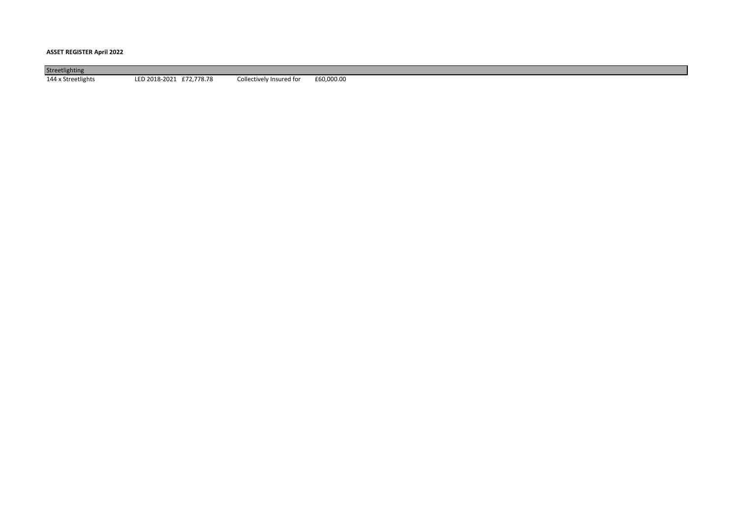**ASSET REGISTER April 2022**

| | | | | |
|---|---|---|---|---|
| Streetlighting | | | | |
| 144 x Streetlights | LED 2018-2021 | £72,778.78 | Collectively Insured for | £60,000.00 |